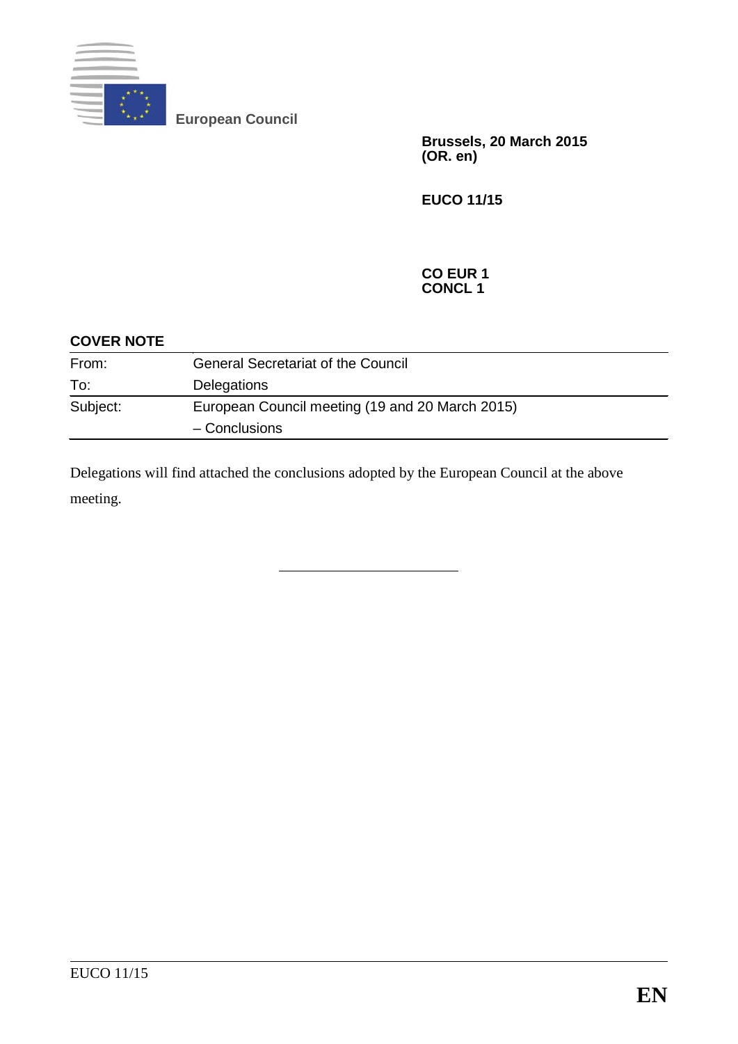**European Council**

**Brussels, 20 March 2015**
**(OR. en)**

**EUCO 11/15**

**CO EUR 1**
**CONCL 1**

**COVER NOTE**

| | |
|---|---|
| From: | General Secretariat of the Council |
| To: | Delegations |
| Subject: | European Council meeting (19 and 20 March 2015) – Conclusions |

Delegations will find attached the conclusions adopted by the European Council at the above meeting.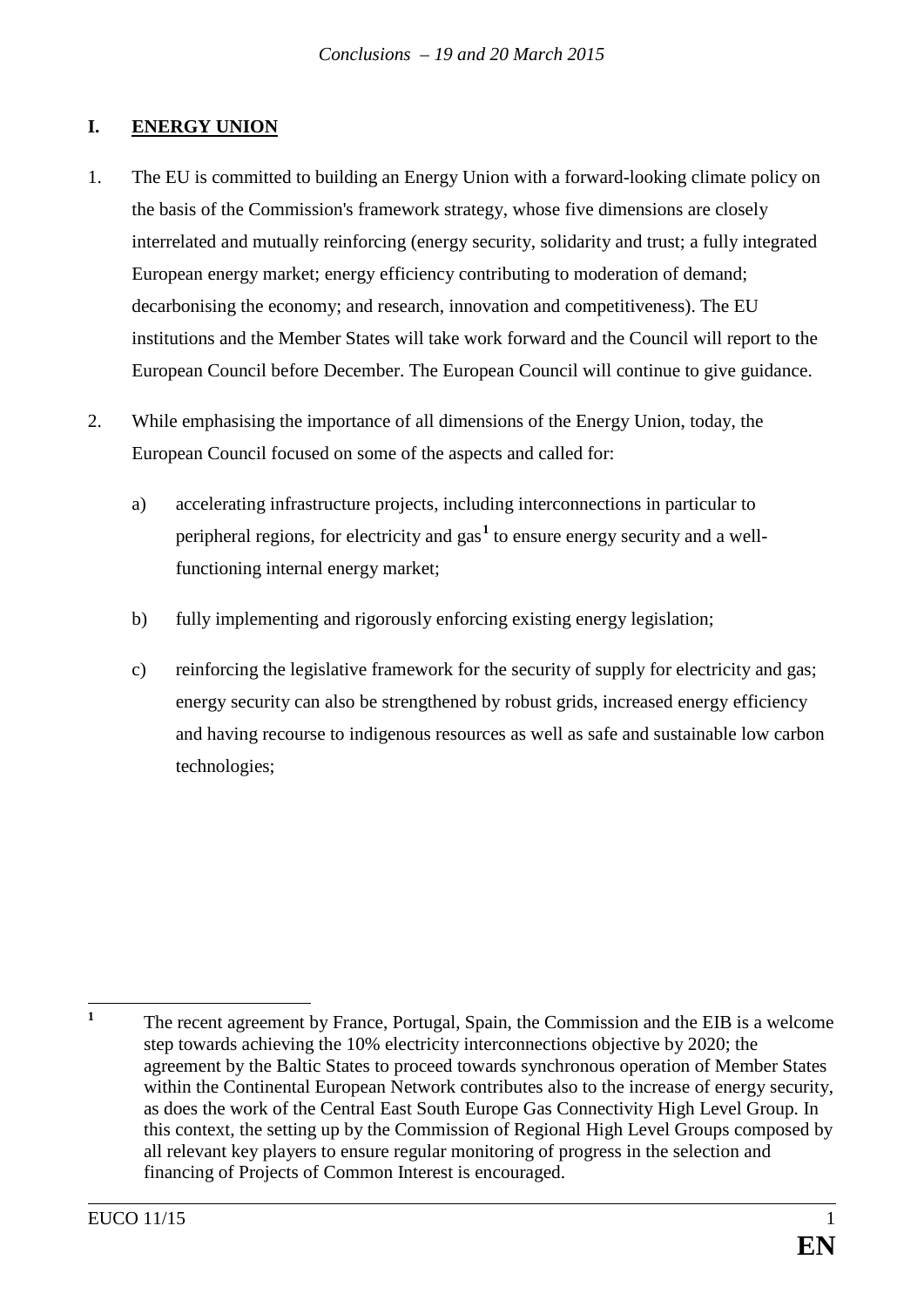## I. ENERGY UNION

1. The EU is committed to building an Energy Union with a forward-looking climate policy on the basis of the Commission's framework strategy, whose five dimensions are closely interrelated and mutually reinforcing (energy security, solidarity and trust; a fully integrated European energy market; energy efficiency contributing to moderation of demand; decarbonising the economy; and research, innovation and competitiveness). The EU institutions and the Member States will take work forward and the Council will report to the European Council before December. The European Council will continue to give guidance.

2. While emphasising the importance of all dimensions of the Energy Union, today, the European Council focused on some of the aspects and called for:

   a) accelerating infrastructure projects, including interconnections in particular to peripheral regions, for electricity and gas[1] to ensure energy security and a well-functioning internal energy market;

   b) fully implementing and rigorously enforcing existing energy legislation;

   c) reinforcing the legislative framework for the security of supply for electricity and gas; energy security can also be strengthened by robust grids, increased energy efficiency and having recourse to indigenous resources as well as safe and sustainable low carbon technologies;

---

[1] The recent agreement by France, Portugal, Spain, the Commission and the EIB is a welcome step towards achieving the 10% electricity interconnections objective by 2020; the agreement by the Baltic States to proceed towards synchronous operation of Member States within the Continental European Network contributes also to the increase of energy security, as does the work of the Central East South Europe Gas Connectivity High Level Group. In this context, the setting up by the Commission of Regional High Level Groups composed by all relevant key players to ensure regular monitoring of progress in the selection and financing of Projects of Common Interest is encouraged.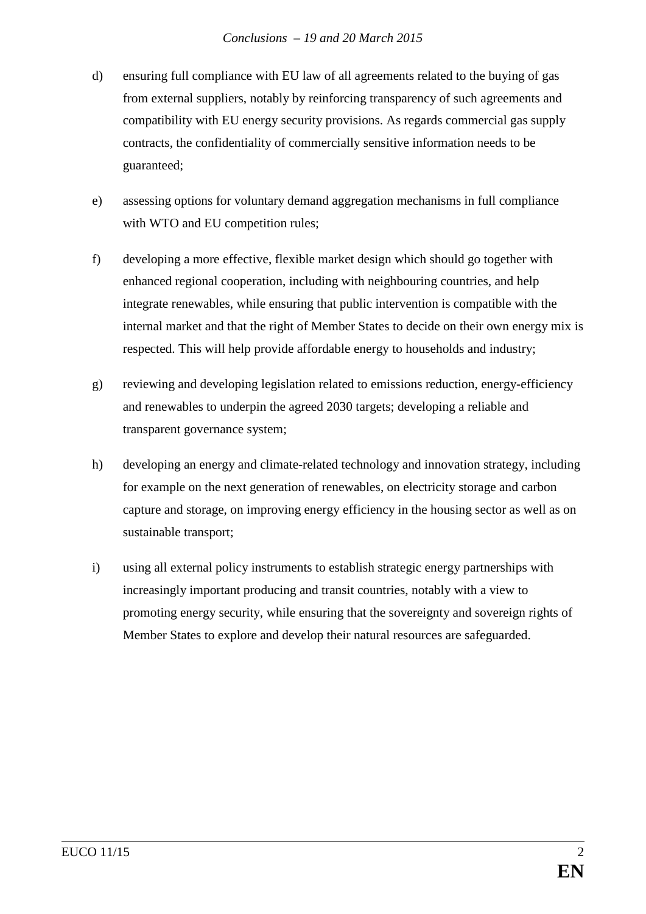d) ensuring full compliance with EU law of all agreements related to the buying of gas from external suppliers, notably by reinforcing transparency of such agreements and compatibility with EU energy security provisions. As regards commercial gas supply contracts, the confidentiality of commercially sensitive information needs to be guaranteed;

e) assessing options for voluntary demand aggregation mechanisms in full compliance with WTO and EU competition rules;

f) developing a more effective, flexible market design which should go together with enhanced regional cooperation, including with neighbouring countries, and help integrate renewables, while ensuring that public intervention is compatible with the internal market and that the right of Member States to decide on their own energy mix is respected. This will help provide affordable energy to households and industry;

g) reviewing and developing legislation related to emissions reduction, energy-efficiency and renewables to underpin the agreed 2030 targets; developing a reliable and transparent governance system;

h) developing an energy and climate-related technology and innovation strategy, including for example on the next generation of renewables, on electricity storage and carbon capture and storage, on improving energy efficiency in the housing sector as well as on sustainable transport;

i) using all external policy instruments to establish strategic energy partnerships with increasingly important producing and transit countries, notably with a view to promoting energy security, while ensuring that the sovereignty and sovereign rights of Member States to explore and develop their natural resources are safeguarded.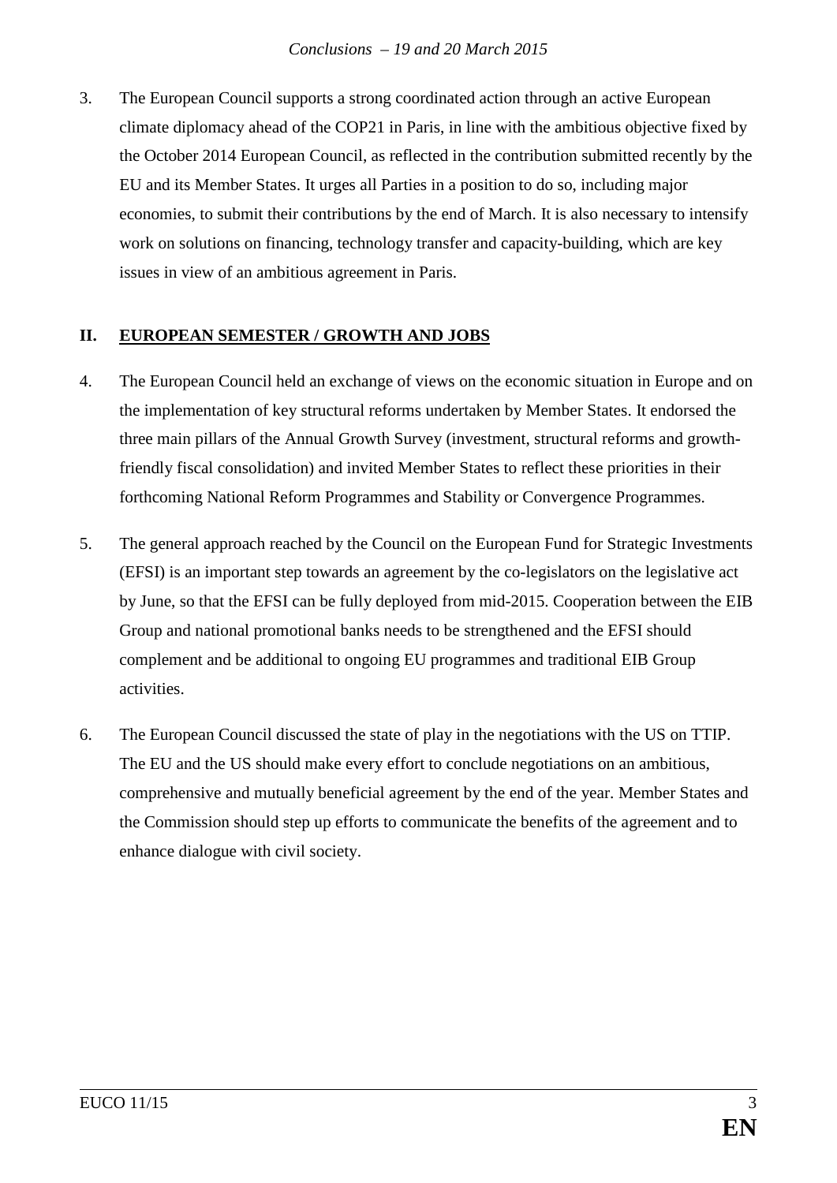3. The European Council supports a strong coordinated action through an active European climate diplomacy ahead of the COP21 in Paris, in line with the ambitious objective fixed by the October 2014 European Council, as reflected in the contribution submitted recently by the EU and its Member States. It urges all Parties in a position to do so, including major economies, to submit their contributions by the end of March. It is also necessary to intensify work on solutions on financing, technology transfer and capacity-building, which are key issues in view of an ambitious agreement in Paris.

## II. EUROPEAN SEMESTER / GROWTH AND JOBS

4. The European Council held an exchange of views on the economic situation in Europe and on the implementation of key structural reforms undertaken by Member States. It endorsed the three main pillars of the Annual Growth Survey (investment, structural reforms and growth-friendly fiscal consolidation) and invited Member States to reflect these priorities in their forthcoming National Reform Programmes and Stability or Convergence Programmes.

5. The general approach reached by the Council on the European Fund for Strategic Investments (EFSI) is an important step towards an agreement by the co-legislators on the legislative act by June, so that the EFSI can be fully deployed from mid-2015. Cooperation between the EIB Group and national promotional banks needs to be strengthened and the EFSI should complement and be additional to ongoing EU programmes and traditional EIB Group activities.

6. The European Council discussed the state of play in the negotiations with the US on TTIP. The EU and the US should make every effort to conclude negotiations on an ambitious, comprehensive and mutually beneficial agreement by the end of the year. Member States and the Commission should step up efforts to communicate the benefits of the agreement and to enhance dialogue with civil society.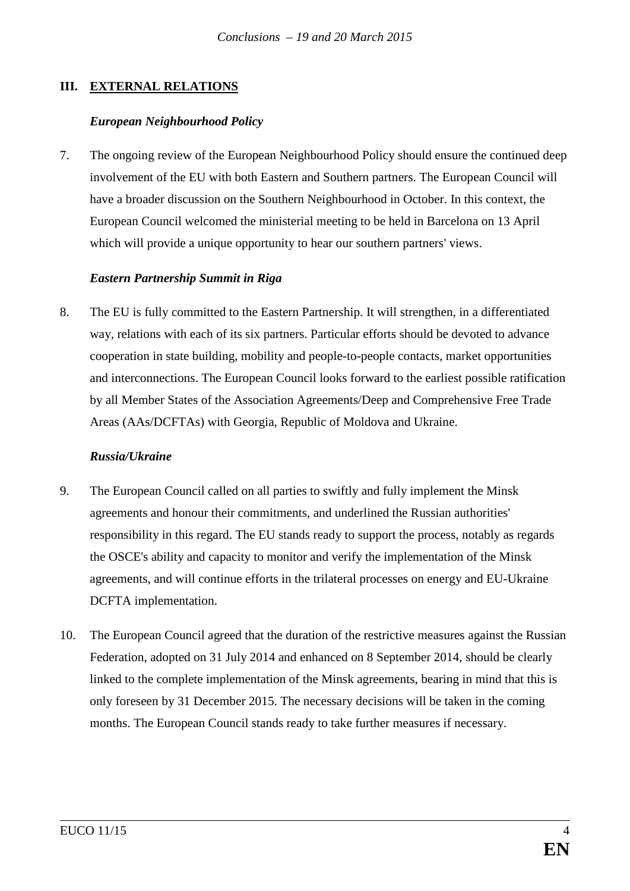## III. EXTERNAL RELATIONS

### *European Neighbourhood Policy*

7. The ongoing review of the European Neighbourhood Policy should ensure the continued deep involvement of the EU with both Eastern and Southern partners. The European Council will have a broader discussion on the Southern Neighbourhood in October. In this context, the European Council welcomed the ministerial meeting to be held in Barcelona on 13 April which will provide a unique opportunity to hear our southern partners' views.

### *Eastern Partnership Summit in Riga*

8. The EU is fully committed to the Eastern Partnership. It will strengthen, in a differentiated way, relations with each of its six partners. Particular efforts should be devoted to advance cooperation in state building, mobility and people-to-people contacts, market opportunities and interconnections. The European Council looks forward to the earliest possible ratification by all Member States of the Association Agreements/Deep and Comprehensive Free Trade Areas (AAs/DCFTAs) with Georgia, Republic of Moldova and Ukraine.

### *Russia/Ukraine*

9. The European Council called on all parties to swiftly and fully implement the Minsk agreements and honour their commitments, and underlined the Russian authorities' responsibility in this regard. The EU stands ready to support the process, notably as regards the OSCE's ability and capacity to monitor and verify the implementation of the Minsk agreements, and will continue efforts in the trilateral processes on energy and EU-Ukraine DCFTA implementation.

10. The European Council agreed that the duration of the restrictive measures against the Russian Federation, adopted on 31 July 2014 and enhanced on 8 September 2014, should be clearly linked to the complete implementation of the Minsk agreements, bearing in mind that this is only foreseen by 31 December 2015. The necessary decisions will be taken in the coming months. The European Council stands ready to take further measures if necessary.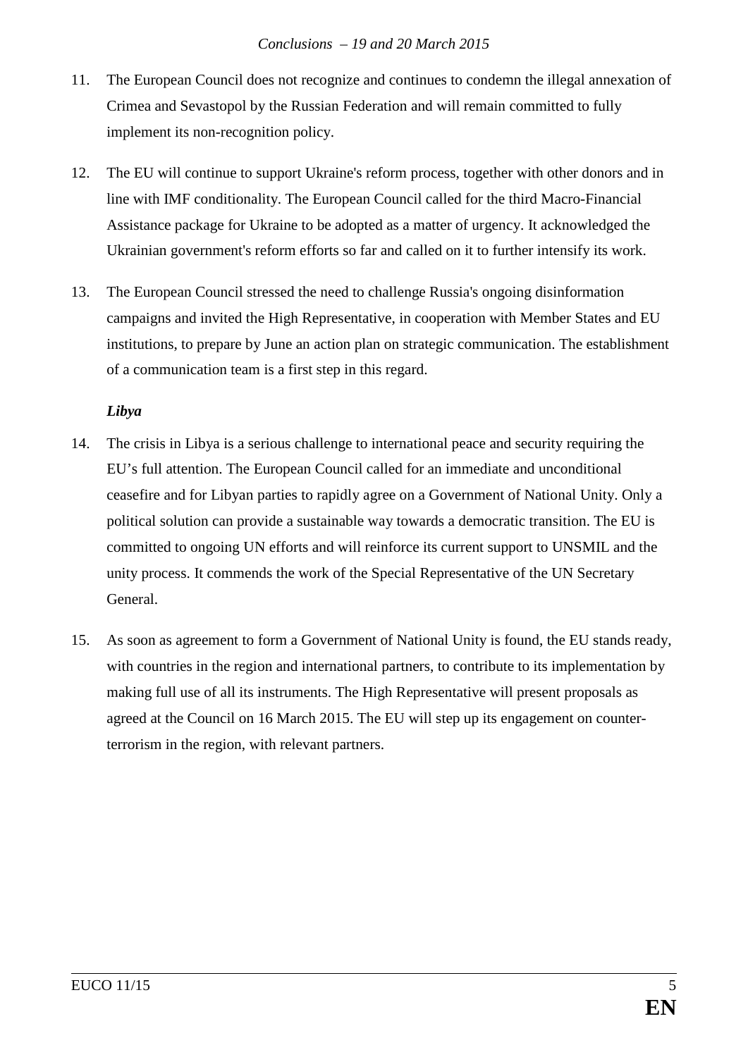11. The European Council does not recognize and continues to condemn the illegal annexation of Crimea and Sevastopol by the Russian Federation and will remain committed to fully implement its non-recognition policy.

12. The EU will continue to support Ukraine's reform process, together with other donors and in line with IMF conditionality. The European Council called for the third Macro-Financial Assistance package for Ukraine to be adopted as a matter of urgency. It acknowledged the Ukrainian government's reform efforts so far and called on it to further intensify its work.

13. The European Council stressed the need to challenge Russia's ongoing disinformation campaigns and invited the High Representative, in cooperation with Member States and EU institutions, to prepare by June an action plan on strategic communication. The establishment of a communication team is a first step in this regard.

***Libya***

14. The crisis in Libya is a serious challenge to international peace and security requiring the EU's full attention. The European Council called for an immediate and unconditional ceasefire and for Libyan parties to rapidly agree on a Government of National Unity. Only a political solution can provide a sustainable way towards a democratic transition. The EU is committed to ongoing UN efforts and will reinforce its current support to UNSMIL and the unity process. It commends the work of the Special Representative of the UN Secretary General.

15. As soon as agreement to form a Government of National Unity is found, the EU stands ready, with countries in the region and international partners, to contribute to its implementation by making full use of all its instruments. The High Representative will present proposals as agreed at the Council on 16 March 2015. The EU will step up its engagement on counter-terrorism in the region, with relevant partners.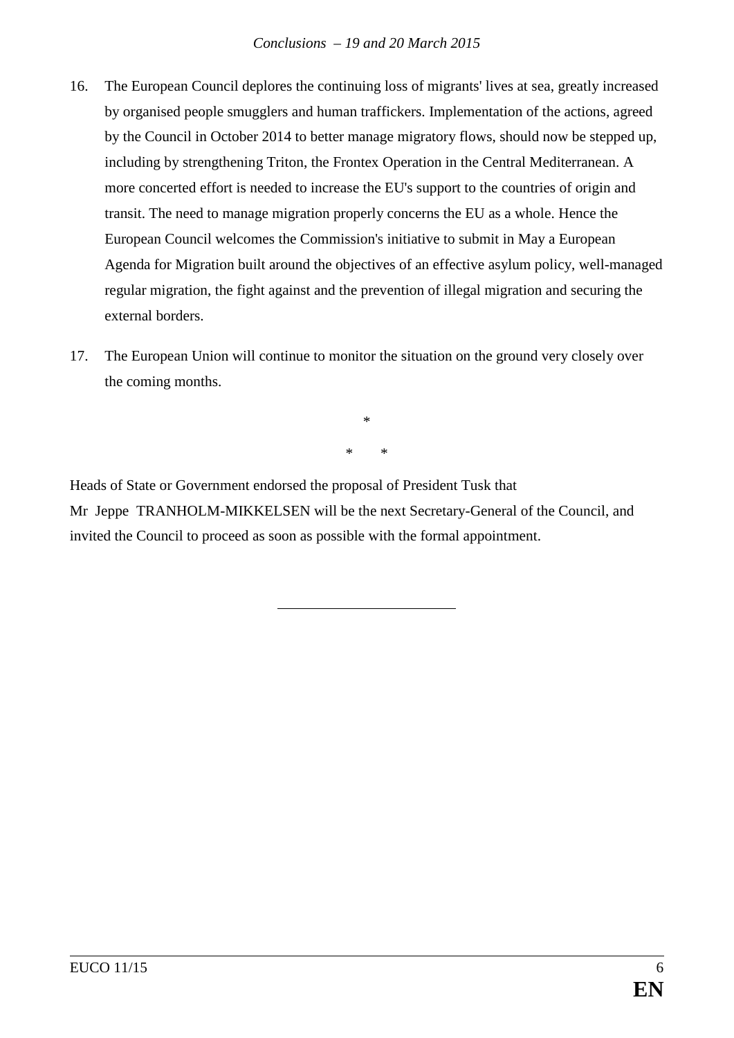16. The European Council deplores the continuing loss of migrants' lives at sea, greatly increased by organised people smugglers and human traffickers. Implementation of the actions, agreed by the Council in October 2014 to better manage migratory flows, should now be stepped up, including by strengthening Triton, the Frontex Operation in the Central Mediterranean. A more concerted effort is needed to increase the EU's support to the countries of origin and transit. The need to manage migration properly concerns the EU as a whole. Hence the European Council welcomes the Commission's initiative to submit in May a European Agenda for Migration built around the objectives of an effective asylum policy, well-managed regular migration, the fight against and the prevention of illegal migration and securing the external borders.

17. The European Union will continue to monitor the situation on the ground very closely over the coming months.

*

\*  *

Heads of State or Government endorsed the proposal of President Tusk that Mr Jeppe TRANHOLM-MIKKELSEN will be the next Secretary-General of the Council, and invited the Council to proceed as soon as possible with the formal appointment.